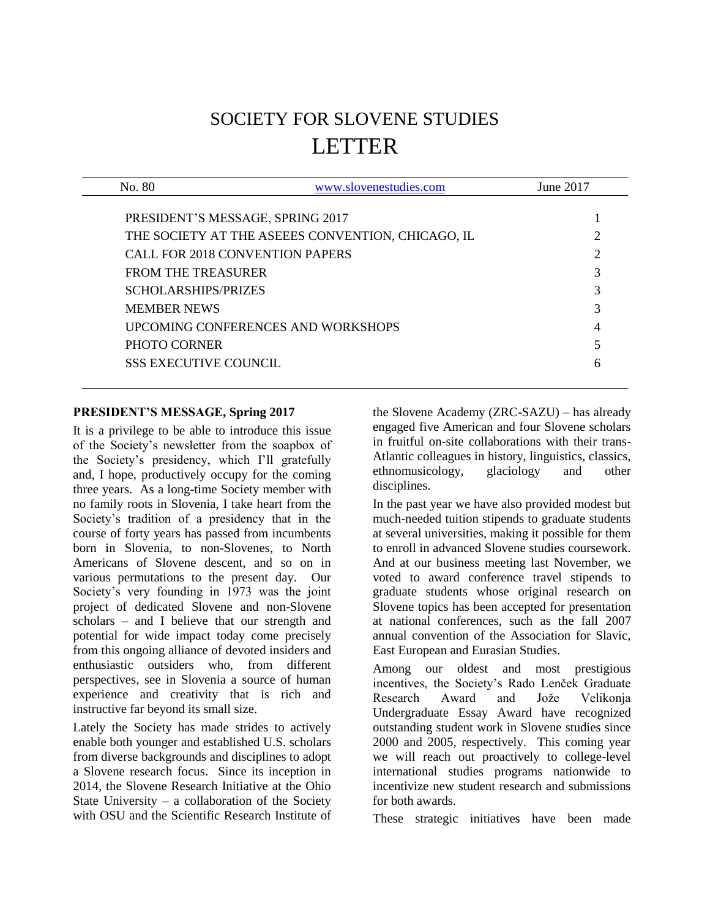# SOCIETY FOR SLOVENE STUDIES
# LETTER

| No. 80 | www.slovenestudies.com | June 2017 |
|---|---|---|

| | |
|---|---|
| PRESIDENT'S MESSAGE, SPRING 2017 | 1 |
| THE SOCIETY AT THE ASEEES CONVENTION, CHICAGO, IL | 2 |
| CALL FOR 2018 CONVENTION PAPERS | 2 |
| FROM THE TREASURER | 3 |
| SCHOLARSHIPS/PRIZES | 3 |
| MEMBER NEWS | 3 |
| UPCOMING CONFERENCES AND WORKSHOPS | 4 |
| PHOTO CORNER | 5 |
| SSS EXECUTIVE COUNCIL | 6 |

## PRESIDENT'S MESSAGE, Spring 2017

It is a privilege to be able to introduce this issue of the Society's newsletter from the soapbox of the Society's presidency, which I'll gratefully and, I hope, productively occupy for the coming three years. As a long-time Society member with no family roots in Slovenia, I take heart from the Society's tradition of a presidency that in the course of forty years has passed from incumbents born in Slovenia, to non-Slovenes, to North Americans of Slovene descent, and so on in various permutations to the present day. Our Society's very founding in 1973 was the joint project of dedicated Slovene and non-Slovene scholars – and I believe that our strength and potential for wide impact today come precisely from this ongoing alliance of devoted insiders and enthusiastic outsiders who, from different perspectives, see in Slovenia a source of human experience and creativity that is rich and instructive far beyond its small size.

Lately the Society has made strides to actively enable both younger and established U.S. scholars from diverse backgrounds and disciplines to adopt a Slovene research focus. Since its inception in 2014, the Slovene Research Initiative at the Ohio State University – a collaboration of the Society with OSU and the Scientific Research Institute of the Slovene Academy (ZRC-SAZU) – has already engaged five American and four Slovene scholars in fruitful on-site collaborations with their trans-Atlantic colleagues in history, linguistics, classics, ethnomusicology, glaciology and other disciplines.

In the past year we have also provided modest but much-needed tuition stipends to graduate students at several universities, making it possible for them to enroll in advanced Slovene studies coursework. And at our business meeting last November, we voted to award conference travel stipends to graduate students whose original research on Slovene topics has been accepted for presentation at national conferences, such as the fall 2007 annual convention of the Association for Slavic, East European and Eurasian Studies.

Among our oldest and most prestigious incentives, the Society's Rado Lenček Graduate Research Award and Jože Velikonja Undergraduate Essay Award have recognized outstanding student work in Slovene studies since 2000 and 2005, respectively. This coming year we will reach out proactively to college-level international studies programs nationwide to incentivize new student research and submissions for both awards.

These strategic initiatives have been made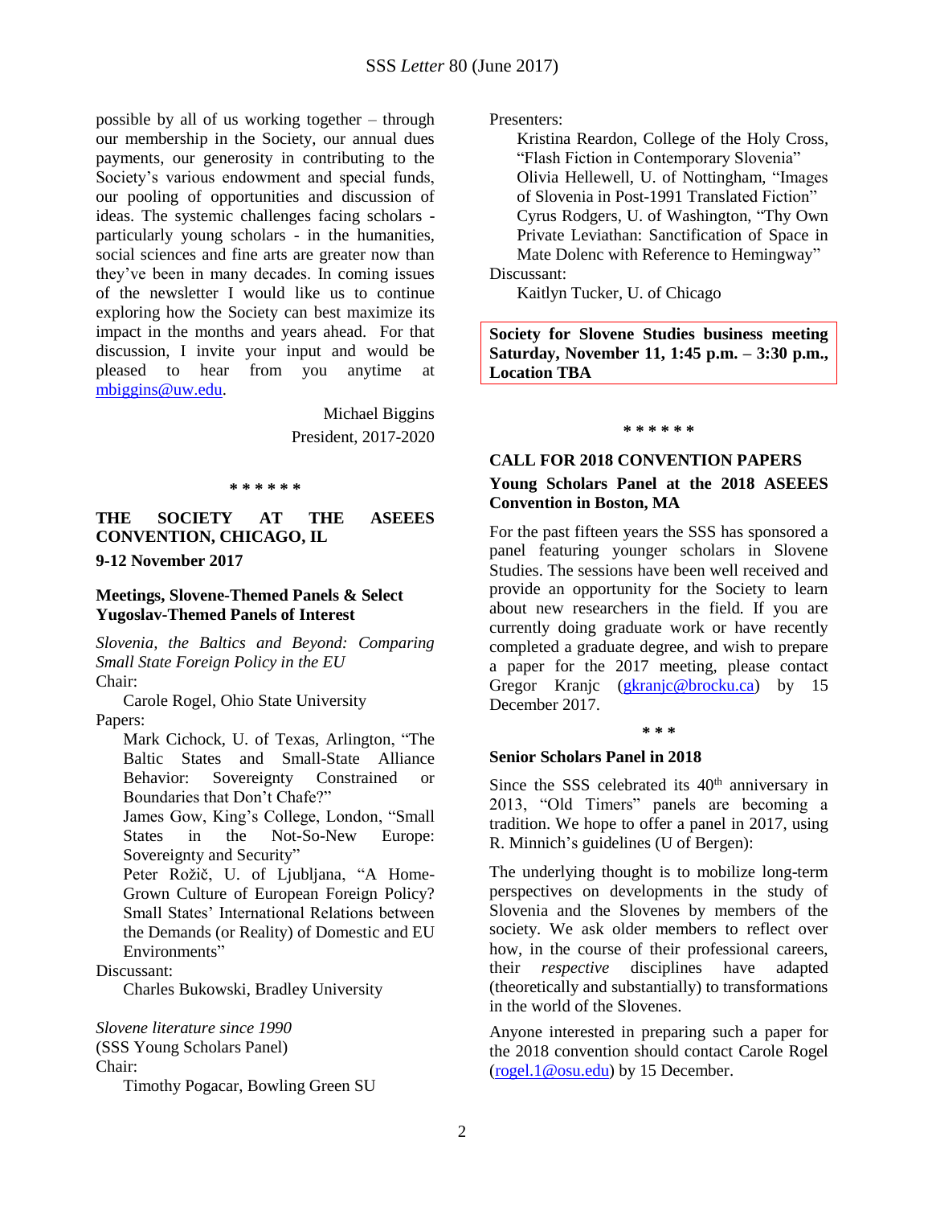possible by all of us working together – through our membership in the Society, our annual dues payments, our generosity in contributing to the Society's various endowment and special funds, our pooling of opportunities and discussion of ideas. The systemic challenges facing scholars - particularly young scholars - in the humanities, social sciences and fine arts are greater now than they've been in many decades. In coming issues of the newsletter I would like us to continue exploring how the Society can best maximize its impact in the months and years ahead. For that discussion, I invite your input and would be pleased to hear from you anytime at mbiggins@uw.edu.

Michael Biggins
President, 2017-2020

\* \* \* \* \* \*

## THE SOCIETY AT THE ASEEES CONVENTION, CHICAGO, IL

**9-12 November 2017**

### Meetings, Slovene-Themed Panels & Select Yugoslav-Themed Panels of Interest

*Slovenia, the Baltics and Beyond: Comparing Small State Foreign Policy in the EU*

Chair:
- Carole Rogel, Ohio State University

Papers:
- Mark Cichock, U. of Texas, Arlington, "The Baltic States and Small-State Alliance Behavior: Sovereignty Constrained or Boundaries that Don't Chafe?"
- James Gow, King's College, London, "Small States in the Not-So-New Europe: Sovereignty and Security"
- Peter Rožič, U. of Ljubljana, "A Home-Grown Culture of European Foreign Policy? Small States' International Relations between the Demands (or Reality) of Domestic and EU Environments"

Discussant:
- Charles Bukowski, Bradley University

*Slovene literature since 1990*
(SSS Young Scholars Panel)

Chair:
- Timothy Pogacar, Bowling Green SU

Presenters:
- Kristina Reardon, College of the Holy Cross, "Flash Fiction in Contemporary Slovenia"
- Olivia Hellewell, U. of Nottingham, "Images of Slovenia in Post-1991 Translated Fiction"
- Cyrus Rodgers, U. of Washington, "Thy Own Private Leviathan: Sanctification of Space in Mate Dolenc with Reference to Hemingway"

Discussant:
- Kaitlyn Tucker, U. of Chicago

**Society for Slovene Studies business meeting Saturday, November 11, 1:45 p.m. – 3:30 p.m., Location TBA**

\* \* \* \* \* \*

## CALL FOR 2018 CONVENTION PAPERS

### Young Scholars Panel at the 2018 ASEEES Convention in Boston, MA

For the past fifteen years the SSS has sponsored a panel featuring younger scholars in Slovene Studies. The sessions have been well received and provide an opportunity for the Society to learn about new researchers in the field. If you are currently doing graduate work or have recently completed a graduate degree, and wish to prepare a paper for the 2017 meeting, please contact Gregor Kranjc (gkranjc@brocku.ca) by 15 December 2017.

\* \* \*

### Senior Scholars Panel in 2018

Since the SSS celebrated its 40th anniversary in 2013, "Old Timers" panels are becoming a tradition. We hope to offer a panel in 2017, using R. Minnich's guidelines (U of Bergen):

The underlying thought is to mobilize long-term perspectives on developments in the study of Slovenia and the Slovenes by members of the society. We ask older members to reflect over how, in the course of their professional careers, their *respective* disciplines have adapted (theoretically and substantially) to transformations in the world of the Slovenes.

Anyone interested in preparing such a paper for the 2018 convention should contact Carole Rogel (rogel.1@osu.edu) by 15 December.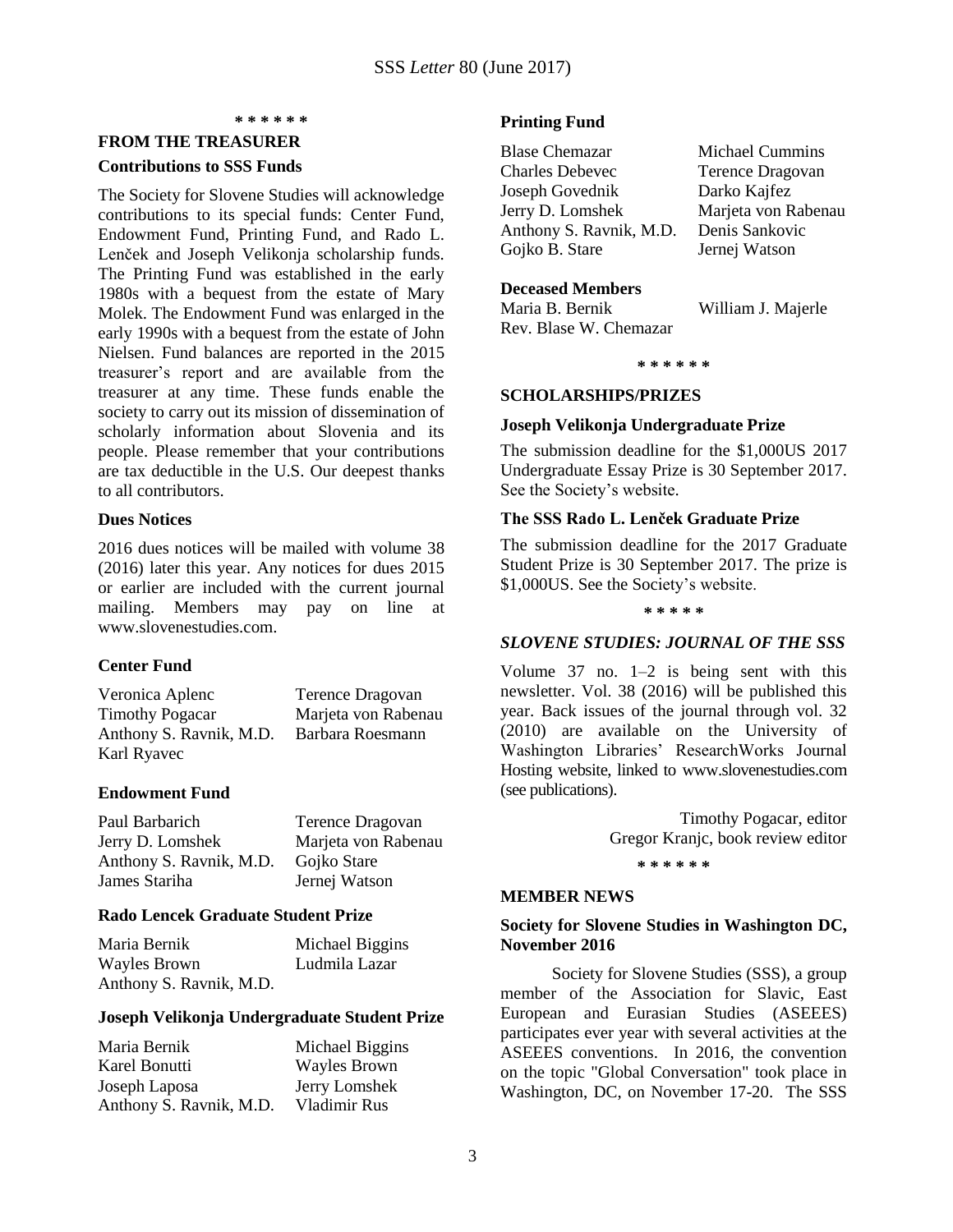\* \* \* \* \* \*

## FROM THE TREASURER

### Contributions to SSS Funds

The Society for Slovene Studies will acknowledge contributions to its special funds: Center Fund, Endowment Fund, Printing Fund, and Rado L. Lenček and Joseph Velikonja scholarship funds. The Printing Fund was established in the early 1980s with a bequest from the estate of Mary Molek. The Endowment Fund was enlarged in the early 1990s with a bequest from the estate of John Nielsen. Fund balances are reported in the 2015 treasurer's report and are available from the treasurer at any time. These funds enable the society to carry out its mission of dissemination of scholarly information about Slovenia and its people. Please remember that your contributions are tax deductible in the U.S. Our deepest thanks to all contributors.

### Dues Notices

2016 dues notices will be mailed with volume 38 (2016) later this year. Any notices for dues 2015 or earlier are included with the current journal mailing. Members may pay on line at www.slovenestudies.com.

### Center Fund

| | |
|---|---|
| Veronica Aplenc | Terence Dragovan |
| Timothy Pogacar | Marjeta von Rabenau |
| Anthony S. Ravnik, M.D. | Barbara Roesmann |
| Karl Ryavec | |

### Endowment Fund

| | |
|---|---|
| Paul Barbarich | Terence Dragovan |
| Jerry D. Lomshek | Marjeta von Rabenau |
| Anthony S. Ravnik, M.D. | Gojko Stare |
| James Stariha | Jernej Watson |

### Rado Lencek Graduate Student Prize

| | |
|---|---|
| Maria Bernik | Michael Biggins |
| Wayles Brown | Ludmila Lazar |
| Anthony S. Ravnik, M.D. | |

### Joseph Velikonja Undergraduate Student Prize

| | |
|---|---|
| Maria Bernik | Michael Biggins |
| Karel Bonutti | Wayles Brown |
| Joseph Laposa | Jerry Lomshek |
| Anthony S. Ravnik, M.D. | Vladimir Rus |

### Printing Fund

| | |
|---|---|
| Blase Chemazar | Michael Cummins |
| Charles Debevec | Terence Dragovan |
| Joseph Govednik | Darko Kajfez |
| Jerry D. Lomshek | Marjeta von Rabenau |
| Anthony S. Ravnik, M.D. | Denis Sankovic |
| Gojko B. Stare | Jernej Watson |

### Deceased Members

| | |
|---|---|
| Maria B. Bernik | William J. Majerle |
| Rev. Blase W. Chemazar | |

\* \* \* \* \* \*

## SCHOLARSHIPS/PRIZES

### Joseph Velikonja Undergraduate Prize

The submission deadline for the $1,000US 2017 Undergraduate Essay Prize is 30 September 2017. See the Society's website.

### The SSS Rado L. Lenček Graduate Prize

The submission deadline for the 2017 Graduate Student Prize is 30 September 2017. The prize is $1,000US. See the Society's website.

\* \* \* \* \*

## *SLOVENE STUDIES: JOURNAL OF THE SSS*

Volume 37 no. 1–2 is being sent with this newsletter. Vol. 38 (2016) will be published this year. Back issues of the journal through vol. 32 (2010) are available on the University of Washington Libraries' ResearchWorks Journal Hosting website, linked to www.slovenestudies.com (see publications).

Timothy Pogacar, editor
Gregor Kranjc, book review editor

\* \* \* \* \* \*

## MEMBER NEWS

### Society for Slovene Studies in Washington DC, November 2016

Society for Slovene Studies (SSS), a group member of the Association for Slavic, East European and Eurasian Studies (ASEEES) participates ever year with several activities at the ASEEES conventions. In 2016, the convention on the topic "Global Conversation" took place in Washington, DC, on November 17-20. The SSS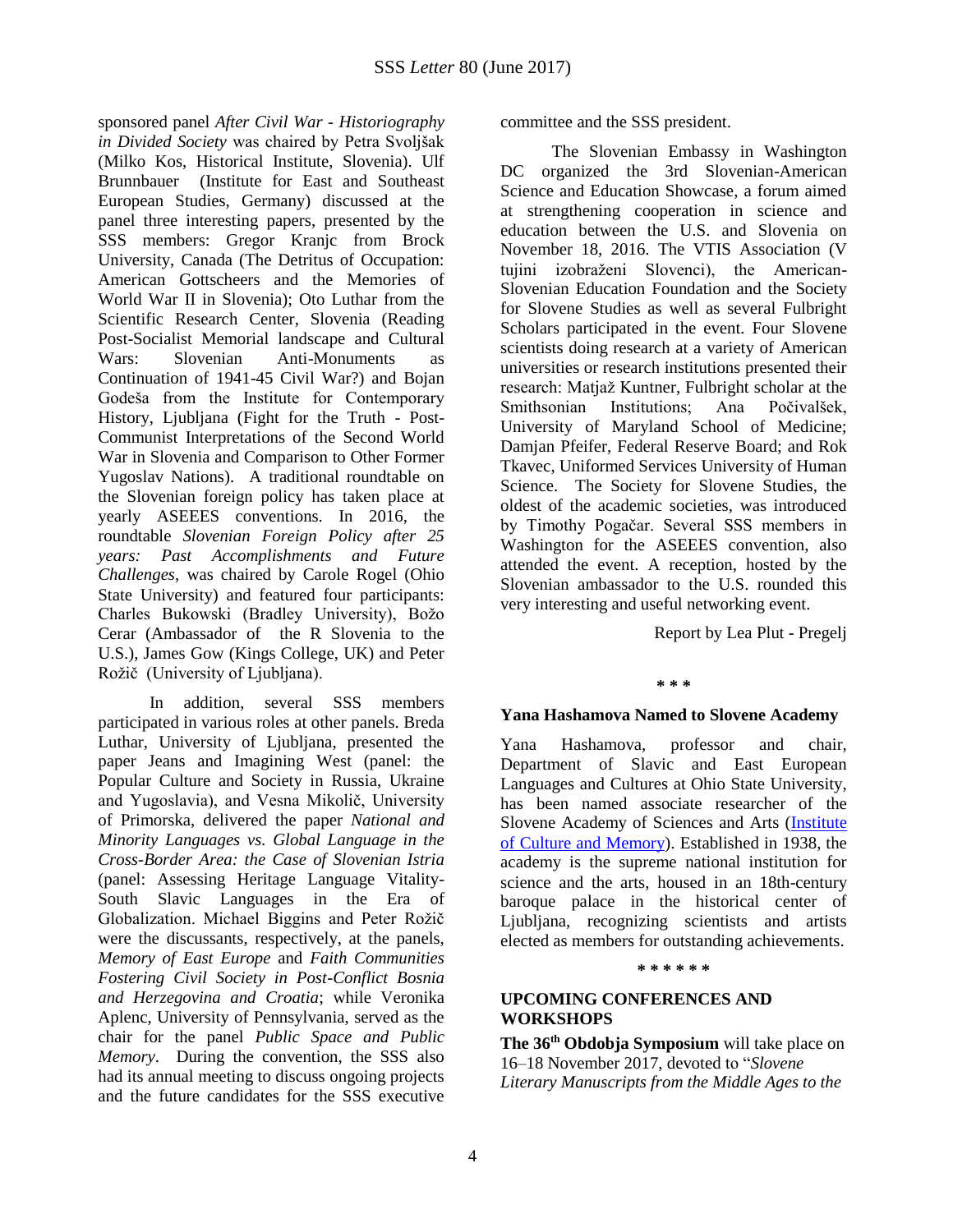sponsored panel *After Civil War - Historiography in Divided Society* was chaired by Petra Svoljšak (Milko Kos, Historical Institute, Slovenia). Ulf Brunnbauer (Institute for East and Southeast European Studies, Germany) discussed at the panel three interesting papers, presented by the SSS members: Gregor Kranjc from Brock University, Canada (The Detritus of Occupation: American Gottscheers and the Memories of World War II in Slovenia); Oto Luthar from the Scientific Research Center, Slovenia (Reading Post-Socialist Memorial landscape and Cultural Wars: Slovenian Anti-Monuments as Continuation of 1941-45 Civil War?) and Bojan Godeša from the Institute for Contemporary History, Ljubljana (Fight for the Truth - Post-Communist Interpretations of the Second World War in Slovenia and Comparison to Other Former Yugoslav Nations). A traditional roundtable on the Slovenian foreign policy has taken place at yearly ASEEES conventions. In 2016, the roundtable *Slovenian Foreign Policy after 25 years: Past Accomplishments and Future Challenges*, was chaired by Carole Rogel (Ohio State University) and featured four participants: Charles Bukowski (Bradley University), Božo Cerar (Ambassador of the R Slovenia to the U.S.), James Gow (Kings College, UK) and Peter Rožič (University of Ljubljana).

In addition, several SSS members participated in various roles at other panels. Breda Luthar, University of Ljubljana, presented the paper Jeans and Imagining West (panel: the Popular Culture and Society in Russia, Ukraine and Yugoslavia), and Vesna Mikolič, University of Primorska, delivered the paper *National and Minority Languages vs. Global Language in the Cross-Border Area: the Case of Slovenian Istria* (panel: Assessing Heritage Language Vitality-South Slavic Languages in the Era of Globalization. Michael Biggins and Peter Rožič were the discussants, respectively, at the panels, *Memory of East Europe* and *Faith Communities Fostering Civil Society in Post-Conflict Bosnia and Herzegovina and Croatia*; while Veronika Aplenc, University of Pennsylvania, served as the chair for the panel *Public Space and Public Memory*. During the convention, the SSS also had its annual meeting to discuss ongoing projects and the future candidates for the SSS executive committee and the SSS president.

The Slovenian Embassy in Washington DC organized the 3rd Slovenian-American Science and Education Showcase, a forum aimed at strengthening cooperation in science and education between the U.S. and Slovenia on November 18, 2016. The VTIS Association (V tujini izobraženi Slovenci), the American-Slovenian Education Foundation and the Society for Slovene Studies as well as several Fulbright Scholars participated in the event. Four Slovene scientists doing research at a variety of American universities or research institutions presented their research: Matjaž Kuntner, Fulbright scholar at the Smithsonian Institutions; Ana Počivalšek, University of Maryland School of Medicine; Damjan Pfeifer, Federal Reserve Board; and Rok Tkavec, Uniformed Services University of Human Science. The Society for Slovene Studies, the oldest of the academic societies, was introduced by Timothy Pogačar. Several SSS members in Washington for the ASEEES convention, also attended the event. A reception, hosted by the Slovenian ambassador to the U.S. rounded this very interesting and useful networking event.

Report by Lea Plut - Pregelj

\* \* \*

### Yana Hashamova Named to Slovene Academy

Yana Hashamova, professor and chair, Department of Slavic and East European Languages and Cultures at Ohio State University, has been named associate researcher of the Slovene Academy of Sciences and Arts (Institute of Culture and Memory). Established in 1938, the academy is the supreme national institution for science and the arts, housed in an 18th-century baroque palace in the historical center of Ljubljana, recognizing scientists and artists elected as members for outstanding achievements.

\* \* \* \* \* \*

## UPCOMING CONFERENCES AND WORKSHOPS

**The 36th Obdobja Symposium** will take place on 16–18 November 2017, devoted to "*Slovene Literary Manuscripts from the Middle Ages to the*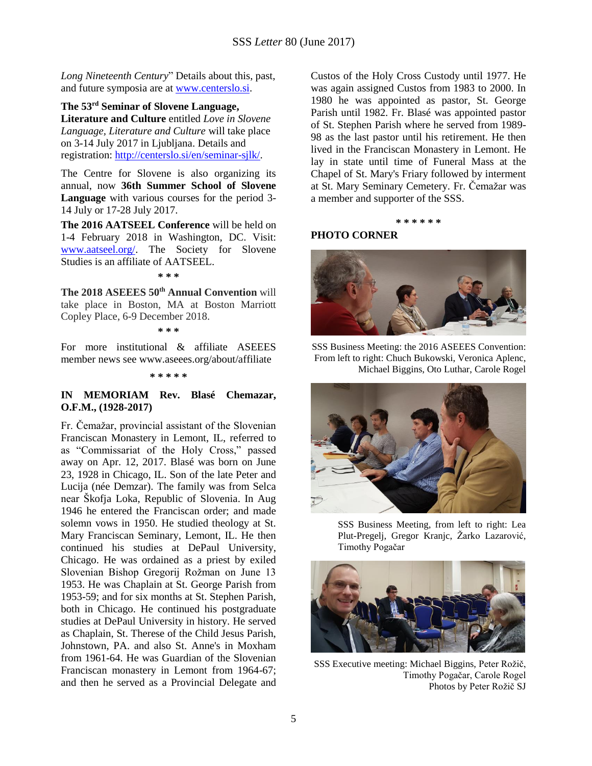*Long Nineteenth Century*" Details about this, past, and future symposia are at [www.centerslo.si](www.centerslo.si).

**The 53rd Seminar of Slovene Language, Literature and Culture** entitled *Love in Slovene Language, Literature and Culture* will take place on 3-14 July 2017 in Ljubljana. Details and registration: [http://centerslo.si/en/seminar-sjlk/](http://centerslo.si/en/seminar-sjlk/).

The Centre for Slovene is also organizing its annual, now **36th Summer School of Slovene Language** with various courses for the period 3-14 July or 17-28 July 2017.

**The 2016 AATSEEL Conference** will be held on 1-4 February 2018 in Washington, DC. Visit: [www.aatseel.org/](www.aatseel.org/). The Society for Slovene Studies is an affiliate of AATSEEL.

\* \* \*

**The 2018 ASEEES 50th Annual Convention** will take place in Boston, MA at Boston Marriott Copley Place, 6-9 December 2018.

\* \* \*

For more institutional & affiliate ASEEES member news see www.asees.org/about/affiliate

\* \* \* \* \*

**IN MEMORIAM Rev. Blasé Chemazar, O.F.M., (1928-2017)**

Fr. Čemažar, provincial assistant of the Slovenian Franciscan Monastery in Lemont, IL, referred to as "Commissariat of the Holy Cross," passed away on Apr. 12, 2017. Blasé was born on June 23, 1928 in Chicago, IL. Son of the late Peter and Lucija (née Demzar). The family was from Selca near Škofja Loka, Republic of Slovenia. In Aug 1946 he entered the Franciscan order; and made solemn vows in 1950. He studied theology at St. Mary Franciscan Seminary, Lemont, IL. He then continued his studies at DePaul University, Chicago. He was ordained as a priest by exiled Slovenian Bishop Gregorij Rožman on June 13 1953. He was Chaplain at St. George Parish from 1953-59; and for six months at St. Stephen Parish, both in Chicago. He continued his postgraduate studies at DePaul University in history. He served as Chaplain, St. Therese of the Child Jesus Parish, Johnstown, PA. and also St. Anne's in Moxham from 1961-64. He was Guardian of the Slovenian Franciscan monastery in Lemont from 1964-67; and then he served as a Provincial Delegate and Custos of the Holy Cross Custody until 1977. He was again assigned Custos from 1983 to 2000. In 1980 he was appointed as pastor, St. George Parish until 1982. Fr. Blasé was appointed pastor of St. Stephen Parish where he served from 1989-98 as the last pastor until his retirement. He then lived in the Franciscan Monastery in Lemont. He lay in state until time of Funeral Mass at the Chapel of St. Mary's Friary followed by interment at St. Mary Seminary Cemetery. Fr. Čemažar was a member and supporter of the SSS.

\* \* \* \* \* \*

**PHOTO CORNER**

SSS Business Meeting: the 2016 ASEEES Convention: From left to right: Chuch Bukowski, Veronica Aplenc, Michael Biggins, Oto Luthar, Carole Rogel

SSS Business Meeting, from left to right: Lea Plut-Pregelj, Gregor Kranjc, Žarko Lazarović, Timothy Pogačar

SSS Executive meeting: Michael Biggins, Peter Rožič, Timothy Pogačar, Carole Rogel
Photos by Peter Rožič SJ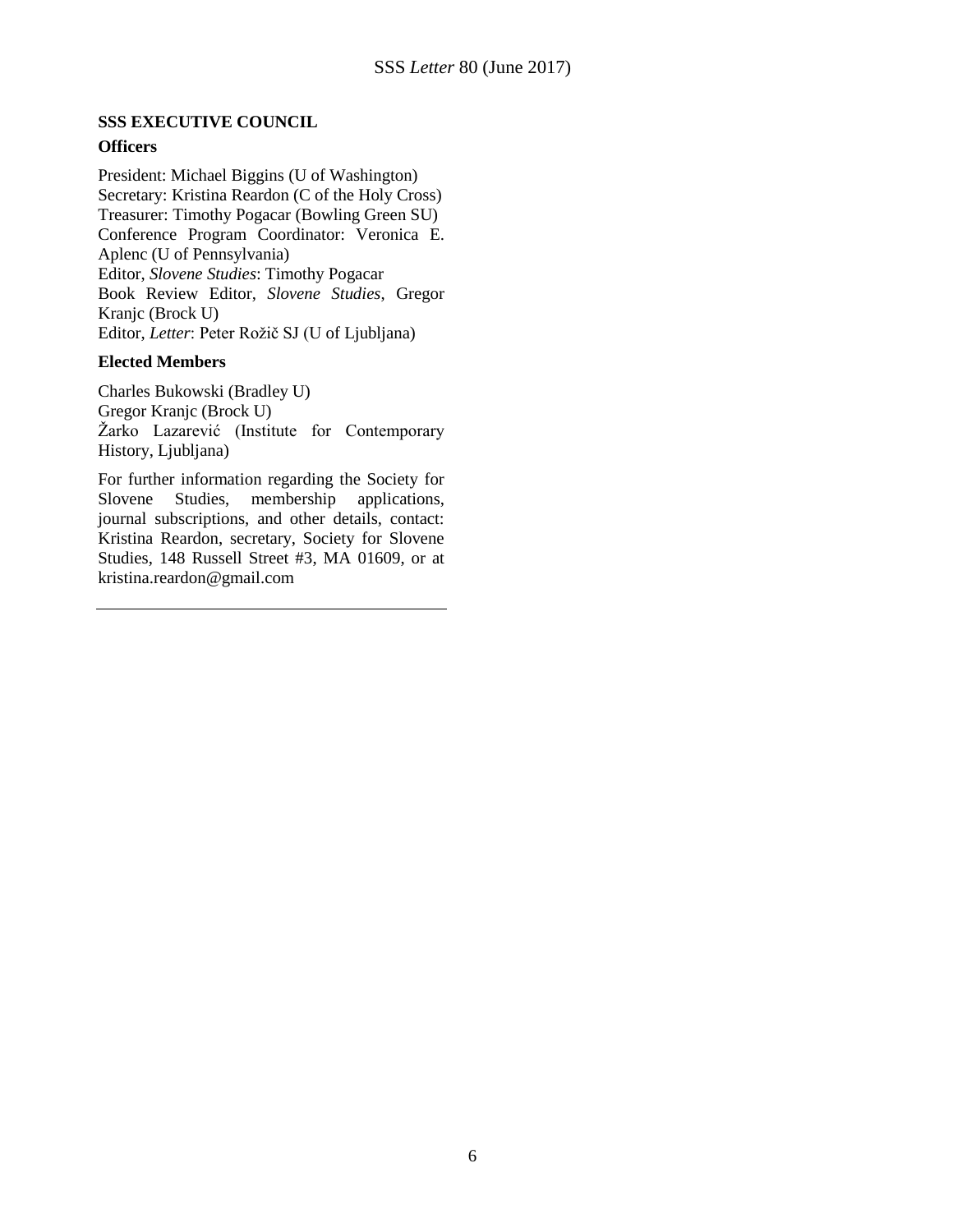**SSS EXECUTIVE COUNCIL**

**Officers**

President: Michael Biggins (U of Washington)
Secretary: Kristina Reardon (C of the Holy Cross)
Treasurer: Timothy Pogacar (Bowling Green SU)
Conference Program Coordinator: Veronica E. Aplenc (U of Pennsylvania)
Editor, *Slovene Studies*: Timothy Pogacar
Book Review Editor, *Slovene Studies*, Gregor Kranjc (Brock U)
Editor, *Letter*: Peter Rožič SJ (U of Ljubljana)

**Elected Members**

Charles Bukowski (Bradley U)
Gregor Kranjc (Brock U)
Žarko Lazarević (Institute for Contemporary History, Ljubljana)

For further information regarding the Society for Slovene Studies, membership applications, journal subscriptions, and other details, contact: Kristina Reardon, secretary, Society for Slovene Studies, 148 Russell Street #3, MA 01609, or at kristina.reardon@gmail.com

---